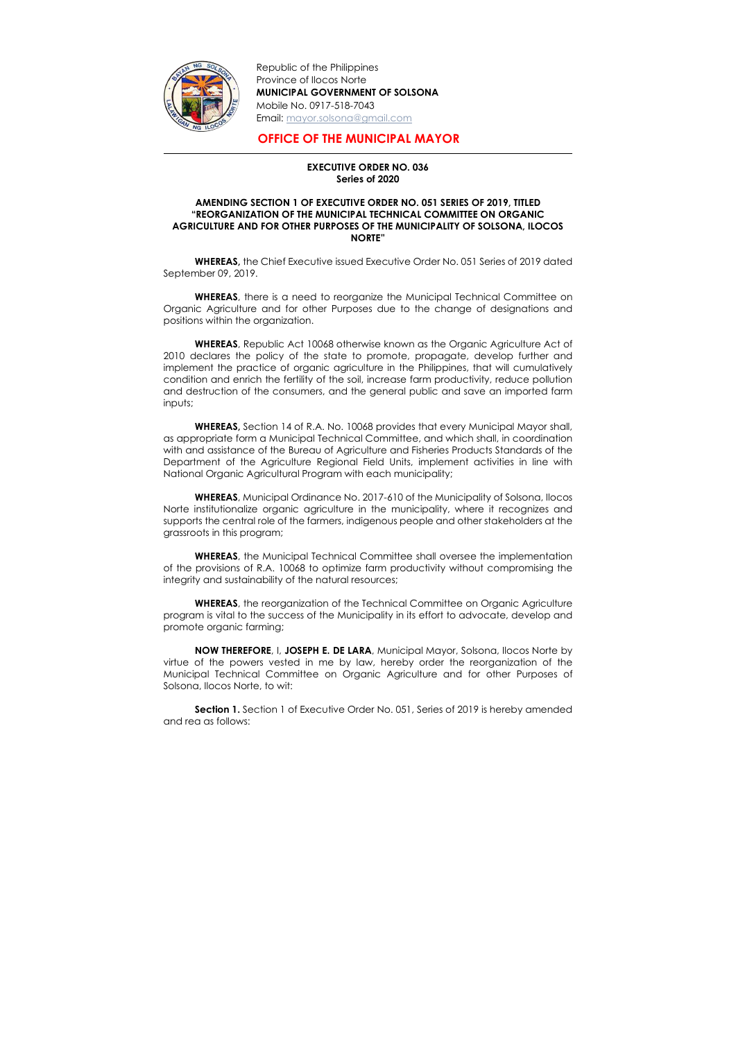Republic of the Philippines
Province of Ilocos Norte
**MUNICIPAL GOVERNMENT OF SOLSONA**
Mobile No. 0917-518-7043
Email: mayor.solsona@gmail.com

# OFFICE OF THE MUNICIPAL MAYOR

**EXECUTIVE ORDER NO. 036**
**Series of 2020**

## AMENDING SECTION 1 OF EXECUTIVE ORDER NO. 051 SERIES OF 2019, TITLED "REORGANIZATION OF THE MUNICIPAL TECHNICAL COMMITTEE ON ORGANIC AGRICULTURE AND FOR OTHER PURPOSES OF THE MUNICIPALITY OF SOLSONA, ILOCOS NORTE"

**WHEREAS,** the Chief Executive issued Executive Order No. 051 Series of 2019 dated September 09, 2019.

**WHEREAS**, there is a need to reorganize the Municipal Technical Committee on Organic Agriculture and for other Purposes due to the change of designations and positions within the organization.

**WHEREAS**, Republic Act 10068 otherwise known as the Organic Agriculture Act of 2010 declares the policy of the state to promote, propagate, develop further and implement the practice of organic agriculture in the Philippines, that will cumulatively condition and enrich the fertility of the soil, increase farm productivity, reduce pollution and destruction of the consumers, and the general public and save an imported farm inputs;

**WHEREAS,** Section 14 of R.A. No. 10068 provides that every Municipal Mayor shall, as appropriate form a Municipal Technical Committee, and which shall, in coordination with and assistance of the Bureau of Agriculture and Fisheries Products Standards of the Department of the Agriculture Regional Field Units, implement activities in line with National Organic Agricultural Program with each municipality;

**WHEREAS**, Municipal Ordinance No. 2017-610 of the Municipality of Solsona, Ilocos Norte institutionalize organic agriculture in the municipality, where it recognizes and supports the central role of the farmers, indigenous people and other stakeholders at the grassroots in this program;

**WHEREAS**, the Municipal Technical Committee shall oversee the implementation of the provisions of R.A. 10068 to optimize farm productivity without compromising the integrity and sustainability of the natural resources;

**WHEREAS**, the reorganization of the Technical Committee on Organic Agriculture program is vital to the success of the Municipality in its effort to advocate, develop and promote organic farming;

**NOW THEREFORE**, I, **JOSEPH E. DE LARA**, Municipal Mayor, Solsona, Ilocos Norte by virtue of the powers vested in me by law, hereby order the reorganization of the Municipal Technical Committee on Organic Agriculture and for other Purposes of Solsona, Ilocos Norte, to wit:

**Section 1.** Section 1 of Executive Order No. 051, Series of 2019 is hereby amended and rea as follows: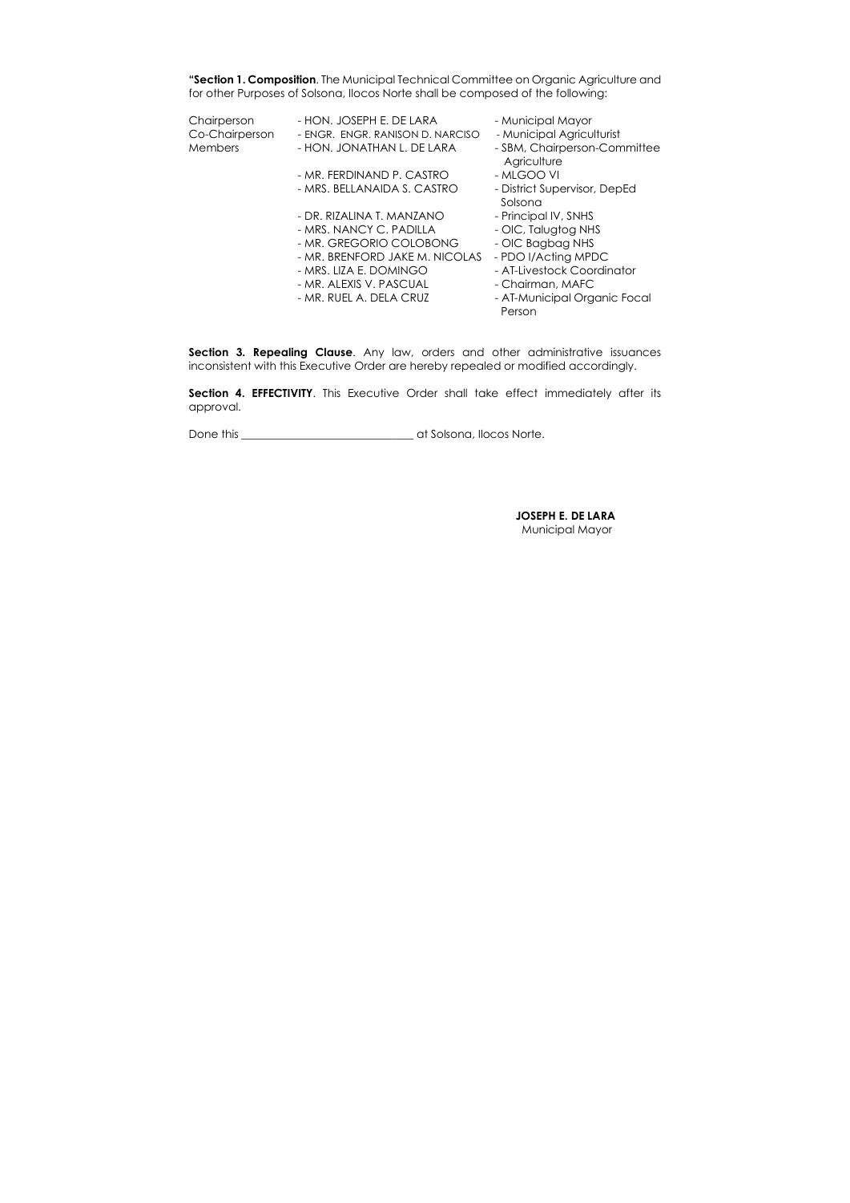**"Section 1. Composition**. The Municipal Technical Committee on Organic Agriculture and for other Purposes of Solsona, Ilocos Norte shall be composed of the following:

| | | |
|---|---|---|
| Chairperson | - HON. JOSEPH E. DE LARA | - Municipal Mayor |
| Co-Chairperson | - ENGR. ENGR. RANISON D. NARCISO | - Municipal Agriculturist |
| Members | - HON. JONATHAN L. DE LARA | - SBM, Chairperson-Committee Agriculture |
| | - MR. FERDINAND P. CASTRO | - MLGOO VI |
| | - MRS. BELLANAIDA S. CASTRO | - District Supervisor, DepEd Solsona |
| | - DR. RIZALINA T. MANZANO | - Principal IV, SNHS |
| | - MRS. NANCY C. PADILLA | - OIC, Talugtog NHS |
| | - MR. GREGORIO COLOBONG | - OIC Bagbag NHS |
| | - MR. BRENFORD JAKE M. NICOLAS | - PDO I/Acting MPDC |
| | - MRS. LIZA E. DOMINGO | - AT-Livestock Coordinator |
| | - MR. ALEXIS V. PASCUAL | - Chairman, MAFC |
| | - MR. RUEL A. DELA CRUZ | - AT-Municipal Organic Focal Person |

**Section 3. Repealing Clause**. Any law, orders and other administrative issuances inconsistent with this Executive Order are hereby repealed or modified accordingly.

**Section 4. EFFECTIVITY**. This Executive Order shall take effect immediately after its approval.

Done this ______________________________ at Solsona, Ilocos Norte.

**JOSEPH E. DE LARA**
Municipal Mayor